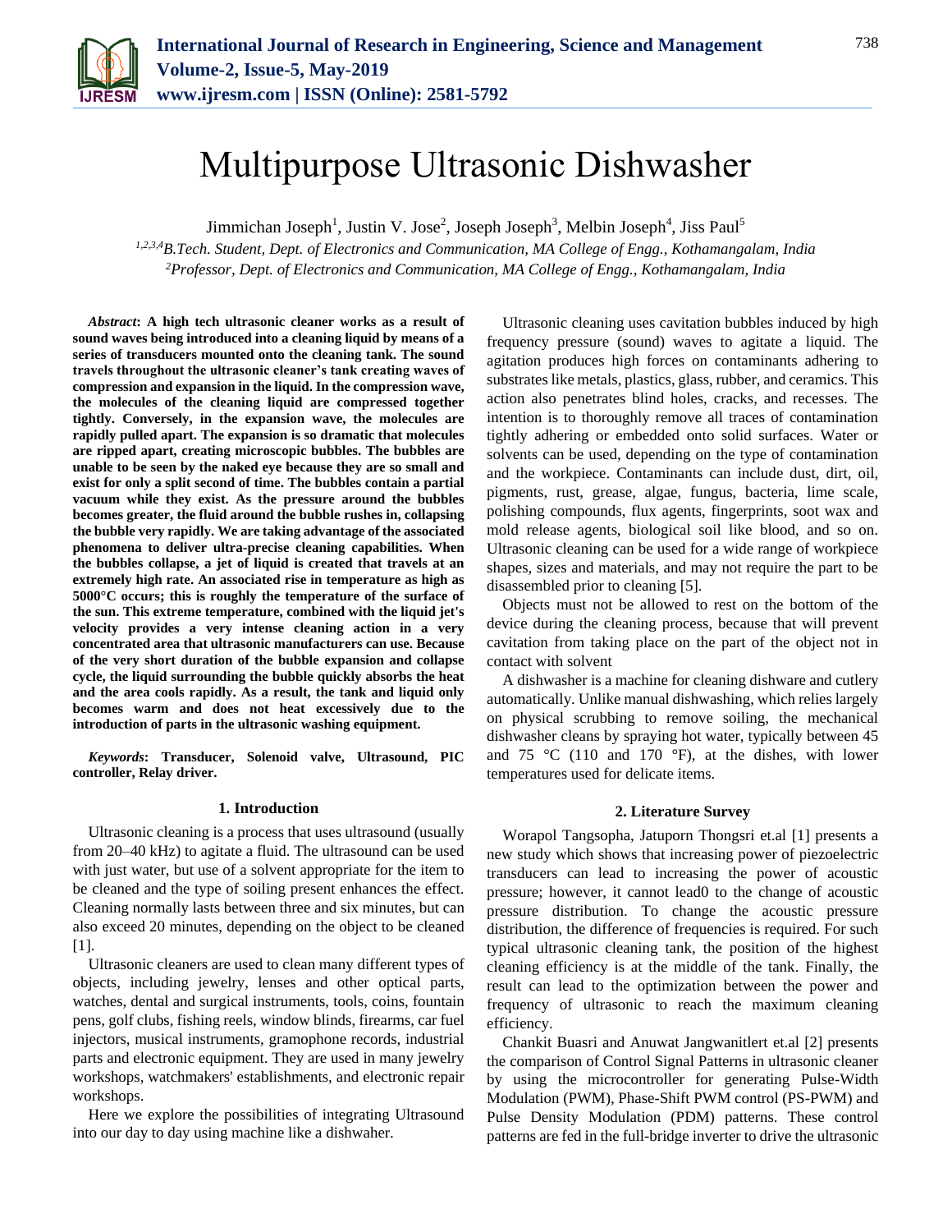# Multipurpose Ultrasonic Dishwasher

Jimmichan Joseph[1], Justin V. Jose[2], Joseph Joseph[3], Melbin Joseph[4], Jiss Paul[5]

[1,2,3,4]*B.Tech. Student, Dept. of Electronics and Communication, MA College of Engg., Kothamangalam, India*
[2]*Professor, Dept. of Electronics and Communication, MA College of Engg., Kothamangalam, India*

***Abstract*****: A high tech ultrasonic cleaner works as a result of sound waves being introduced into a cleaning liquid by means of a series of transducers mounted onto the cleaning tank. The sound travels throughout the ultrasonic cleaner's tank creating waves of compression and expansion in the liquid. In the compression wave, the molecules of the cleaning liquid are compressed together tightly. Conversely, in the expansion wave, the molecules are rapidly pulled apart. The expansion is so dramatic that molecules are ripped apart, creating microscopic bubbles. The bubbles are unable to be seen by the naked eye because they are so small and exist for only a split second of time. The bubbles contain a partial vacuum while they exist. As the pressure around the bubbles becomes greater, the fluid around the bubble rushes in, collapsing the bubble very rapidly. We are taking advantage of the associated phenomena to deliver ultra-precise cleaning capabilities. When the bubbles collapse, a jet of liquid is created that travels at an extremely high rate. An associated rise in temperature as high as 5000°C occurs; this is roughly the temperature of the surface of the sun. This extreme temperature, combined with the liquid jet's velocity provides a very intense cleaning action in a very concentrated area that ultrasonic manufacturers can use. Because of the very short duration of the bubble expansion and collapse cycle, the liquid surrounding the bubble quickly absorbs the heat and the area cools rapidly. As a result, the tank and liquid only becomes warm and does not heat excessively due to the introduction of parts in the ultrasonic washing equipment.**

***Keywords*****: Transducer, Solenoid valve, Ultrasound, PIC controller, Relay driver.**

## 1. Introduction

Ultrasonic cleaning is a process that uses ultrasound (usually from 20–40 kHz) to agitate a fluid. The ultrasound can be used with just water, but use of a solvent appropriate for the item to be cleaned and the type of soiling present enhances the effect. Cleaning normally lasts between three and six minutes, but can also exceed 20 minutes, depending on the object to be cleaned [1].

Ultrasonic cleaners are used to clean many different types of objects, including jewelry, lenses and other optical parts, watches, dental and surgical instruments, tools, coins, fountain pens, golf clubs, fishing reels, window blinds, firearms, car fuel injectors, musical instruments, gramophone records, industrial parts and electronic equipment. They are used in many jewelry workshops, watchmakers' establishments, and electronic repair workshops.

Here we explore the possibilities of integrating Ultrasound into our day to day using machine like a dishwaher.

Ultrasonic cleaning uses cavitation bubbles induced by high frequency pressure (sound) waves to agitate a liquid. The agitation produces high forces on contaminants adhering to substrates like metals, plastics, glass, rubber, and ceramics. This action also penetrates blind holes, cracks, and recesses. The intention is to thoroughly remove all traces of contamination tightly adhering or embedded onto solid surfaces. Water or solvents can be used, depending on the type of contamination and the workpiece. Contaminants can include dust, dirt, oil, pigments, rust, grease, algae, fungus, bacteria, lime scale, polishing compounds, flux agents, fingerprints, soot wax and mold release agents, biological soil like blood, and so on. Ultrasonic cleaning can be used for a wide range of workpiece shapes, sizes and materials, and may not require the part to be disassembled prior to cleaning [5].

Objects must not be allowed to rest on the bottom of the device during the cleaning process, because that will prevent cavitation from taking place on the part of the object not in contact with solvent

A dishwasher is a machine for cleaning dishware and cutlery automatically. Unlike manual dishwashing, which relies largely on physical scrubbing to remove soiling, the mechanical dishwasher cleans by spraying hot water, typically between 45 and 75 °C (110 and 170 °F), at the dishes, with lower temperatures used for delicate items.

## 2. Literature Survey

Worapol Tangsopha, Jatuporn Thongsri et.al [1] presents a new study which shows that increasing power of piezoelectric transducers can lead to increasing the power of acoustic pressure; however, it cannot lead0 to the change of acoustic pressure distribution. To change the acoustic pressure distribution, the difference of frequencies is required. For such typical ultrasonic cleaning tank, the position of the highest cleaning efficiency is at the middle of the tank. Finally, the result can lead to the optimization between the power and frequency of ultrasonic to reach the maximum cleaning efficiency.

Chankit Buasri and Anuwat Jangwanitlert et.al [2] presents the comparison of Control Signal Patterns in ultrasonic cleaner by using the microcontroller for generating Pulse-Width Modulation (PWM), Phase-Shift PWM control (PS-PWM) and Pulse Density Modulation (PDM) patterns. These control patterns are fed in the full-bridge inverter to drive the ultrasonic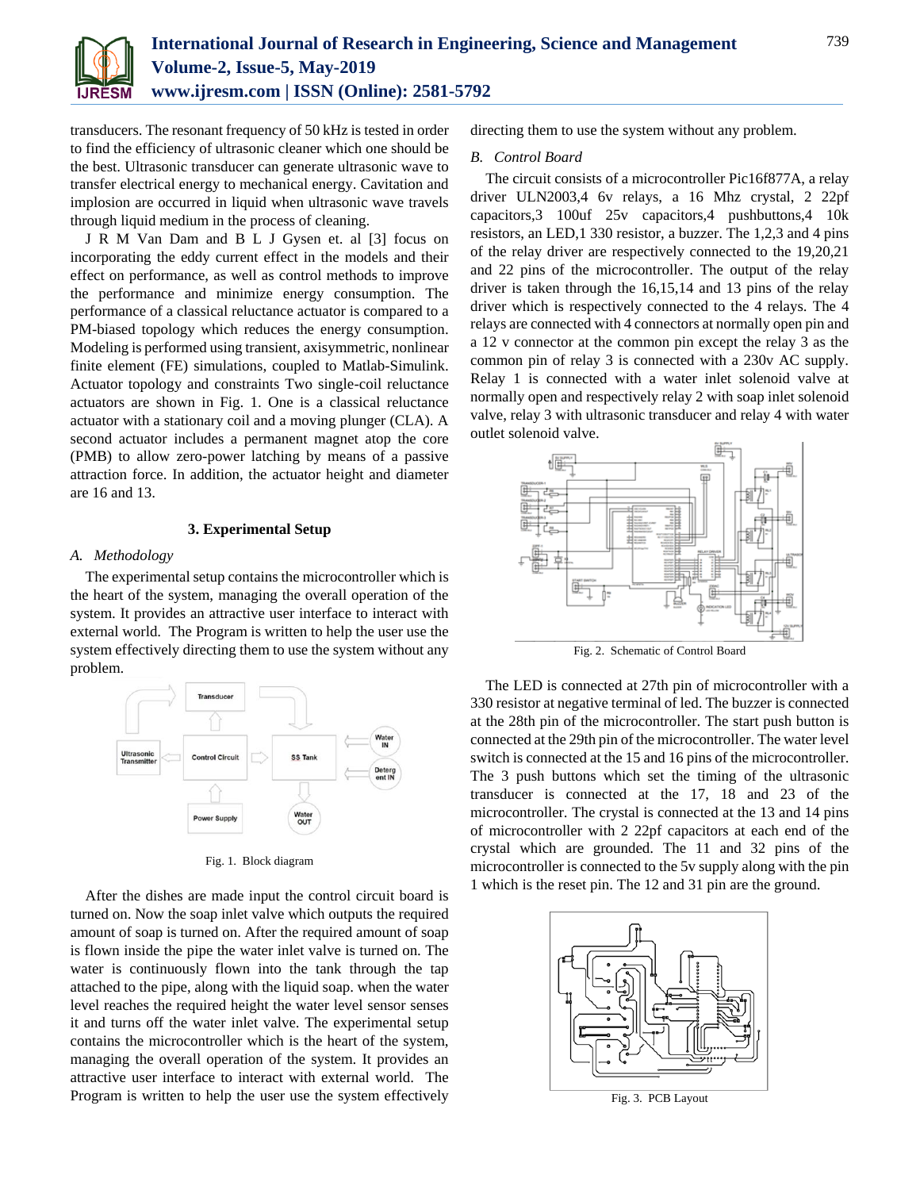transducers. The resonant frequency of 50 kHz is tested in order to find the efficiency of ultrasonic cleaner which one should be the best. Ultrasonic transducer can generate ultrasonic wave to transfer electrical energy to mechanical energy. Cavitation and implosion are occurred in liquid when ultrasonic wave travels through liquid medium in the process of cleaning.

J R M Van Dam and B L J Gysen et. al [3] focus on incorporating the eddy current effect in the models and their effect on performance, as well as control methods to improve the performance and minimize energy consumption. The performance of a classical reluctance actuator is compared to a PM-biased topology which reduces the energy consumption. Modeling is performed using transient, axisymmetric, nonlinear finite element (FE) simulations, coupled to Matlab-Simulink. Actuator topology and constraints Two single-coil reluctance actuators are shown in Fig. 1. One is a classical reluctance actuator with a stationary coil and a moving plunger (CLA). A second actuator includes a permanent magnet atop the core (PMB) to allow zero-power latching by means of a passive attraction force. In addition, the actuator height and diameter are 16 and 13.

## 3. Experimental Setup

### *A. Methodology*

The experimental setup contains the microcontroller which is the heart of the system, managing the overall operation of the system. It provides an attractive user interface to interact with external world. The Program is written to help the user use the system effectively directing them to use the system without any problem.

Fig. 1. Block diagram

After the dishes are made input the control circuit board is turned on. Now the soap inlet valve which outputs the required amount of soap is turned on. After the required amount of soap is flown inside the pipe the water inlet valve is turned on. The water is continuously flown into the tank through the tap attached to the pipe, along with the liquid soap. when the water level reaches the required height the water level sensor senses it and turns off the water inlet valve. The experimental setup contains the microcontroller which is the heart of the system, managing the overall operation of the system. It provides an attractive user interface to interact with external world. The Program is written to help the user use the system effectively directing them to use the system without any problem.

### *B. Control Board*

The circuit consists of a microcontroller Pic16f877A, a relay driver ULN2003,4 6v relays, a 16 Mhz crystal, 2 22pf capacitors,3 100uf 25v capacitors,4 pushbuttons,4 10k resistors, an LED,1 330 resistor, a buzzer. The 1,2,3 and 4 pins of the relay driver are respectively connected to the 19,20,21 and 22 pins of the microcontroller. The output of the relay driver is taken through the 16,15,14 and 13 pins of the relay driver which is respectively connected to the 4 relays. The 4 relays are connected with 4 connectors at normally open pin and a 12 v connector at the common pin except the relay 3 as the common pin of relay 3 is connected with a 230v AC supply. Relay 1 is connected with a water inlet solenoid valve at normally open and respectively relay 2 with soap inlet solenoid valve, relay 3 with ultrasonic transducer and relay 4 with water outlet solenoid valve.

Fig. 2. Schematic of Control Board

The LED is connected at 27th pin of microcontroller with a 330 resistor at negative terminal of led. The buzzer is connected at the 28th pin of the microcontroller. The start push button is connected at the 29th pin of the microcontroller. The water level switch is connected at the 15 and 16 pins of the microcontroller. The 3 push buttons which set the timing of the ultrasonic transducer is connected at the 17, 18 and 23 of the microcontroller. The crystal is connected at the 13 and 14 pins of microcontroller with 2 22pf capacitors at each end of the crystal which are grounded. The 11 and 32 pins of the microcontroller is connected to the 5v supply along with the pin 1 which is the reset pin. The 12 and 31 pin are the ground.

Fig. 3. PCB Layout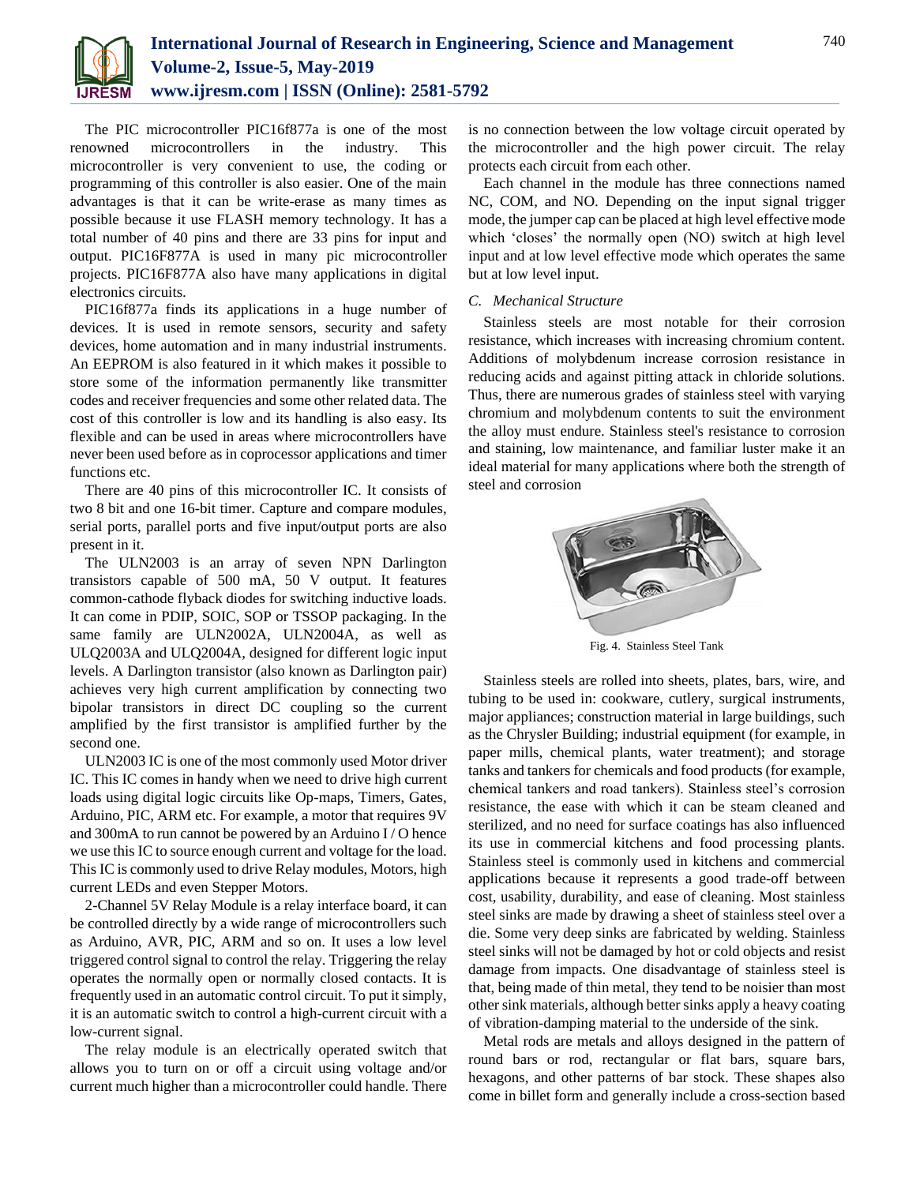The PIC microcontroller PIC16f877a is one of the most renowned microcontrollers in the industry. This microcontroller is very convenient to use, the coding or programming of this controller is also easier. One of the main advantages is that it can be write-erase as many times as possible because it use FLASH memory technology. It has a total number of 40 pins and there are 33 pins for input and output. PIC16F877A is used in many pic microcontroller projects. PIC16F877A also have many applications in digital electronics circuits.

PIC16f877a finds its applications in a huge number of devices. It is used in remote sensors, security and safety devices, home automation and in many industrial instruments. An EEPROM is also featured in it which makes it possible to store some of the information permanently like transmitter codes and receiver frequencies and some other related data. The cost of this controller is low and its handling is also easy. Its flexible and can be used in areas where microcontrollers have never been used before as in coprocessor applications and timer functions etc.

There are 40 pins of this microcontroller IC. It consists of two 8 bit and one 16-bit timer. Capture and compare modules, serial ports, parallel ports and five input/output ports are also present in it.

The ULN2003 is an array of seven NPN Darlington transistors capable of 500 mA, 50 V output. It features common-cathode flyback diodes for switching inductive loads. It can come in PDIP, SOIC, SOP or TSSOP packaging. In the same family are ULN2002A, ULN2004A, as well as ULQ2003A and ULQ2004A, designed for different logic input levels. A Darlington transistor (also known as Darlington pair) achieves very high current amplification by connecting two bipolar transistors in direct DC coupling so the current amplified by the first transistor is amplified further by the second one.

ULN2003 IC is one of the most commonly used Motor driver IC. This IC comes in handy when we need to drive high current loads using digital logic circuits like Op-maps, Timers, Gates, Arduino, PIC, ARM etc. For example, a motor that requires 9V and 300mA to run cannot be powered by an Arduino I / O hence we use this IC to source enough current and voltage for the load. This IC is commonly used to drive Relay modules, Motors, high current LEDs and even Stepper Motors.

2-Channel 5V Relay Module is a relay interface board, it can be controlled directly by a wide range of microcontrollers such as Arduino, AVR, PIC, ARM and so on. It uses a low level triggered control signal to control the relay. Triggering the relay operates the normally open or normally closed contacts. It is frequently used in an automatic control circuit. To put it simply, it is an automatic switch to control a high-current circuit with a low-current signal.

The relay module is an electrically operated switch that allows you to turn on or off a circuit using voltage and/or current much higher than a microcontroller could handle. There is no connection between the low voltage circuit operated by the microcontroller and the high power circuit. The relay protects each circuit from each other.

Each channel in the module has three connections named NC, COM, and NO. Depending on the input signal trigger mode, the jumper cap can be placed at high level effective mode which 'closes' the normally open (NO) switch at high level input and at low level effective mode which operates the same but at low level input.

### *C. Mechanical Structure*

Stainless steels are most notable for their corrosion resistance, which increases with increasing chromium content. Additions of molybdenum increase corrosion resistance in reducing acids and against pitting attack in chloride solutions. Thus, there are numerous grades of stainless steel with varying chromium and molybdenum contents to suit the environment the alloy must endure. Stainless steel's resistance to corrosion and staining, low maintenance, and familiar luster make it an ideal material for many applications where both the strength of steel and corrosion

Fig. 4. Stainless Steel Tank

Stainless steels are rolled into sheets, plates, bars, wire, and tubing to be used in: cookware, cutlery, surgical instruments, major appliances; construction material in large buildings, such as the Chrysler Building; industrial equipment (for example, in paper mills, chemical plants, water treatment); and storage tanks and tankers for chemicals and food products (for example, chemical tankers and road tankers). Stainless steel's corrosion resistance, the ease with which it can be steam cleaned and sterilized, and no need for surface coatings has also influenced its use in commercial kitchens and food processing plants. Stainless steel is commonly used in kitchens and commercial applications because it represents a good trade-off between cost, usability, durability, and ease of cleaning. Most stainless steel sinks are made by drawing a sheet of stainless steel over a die. Some very deep sinks are fabricated by welding. Stainless steel sinks will not be damaged by hot or cold objects and resist damage from impacts. One disadvantage of stainless steel is that, being made of thin metal, they tend to be noisier than most other sink materials, although better sinks apply a heavy coating of vibration-damping material to the underside of the sink.

Metal rods are metals and alloys designed in the pattern of round bars or rod, rectangular or flat bars, square bars, hexagons, and other patterns of bar stock. These shapes also come in billet form and generally include a cross-section based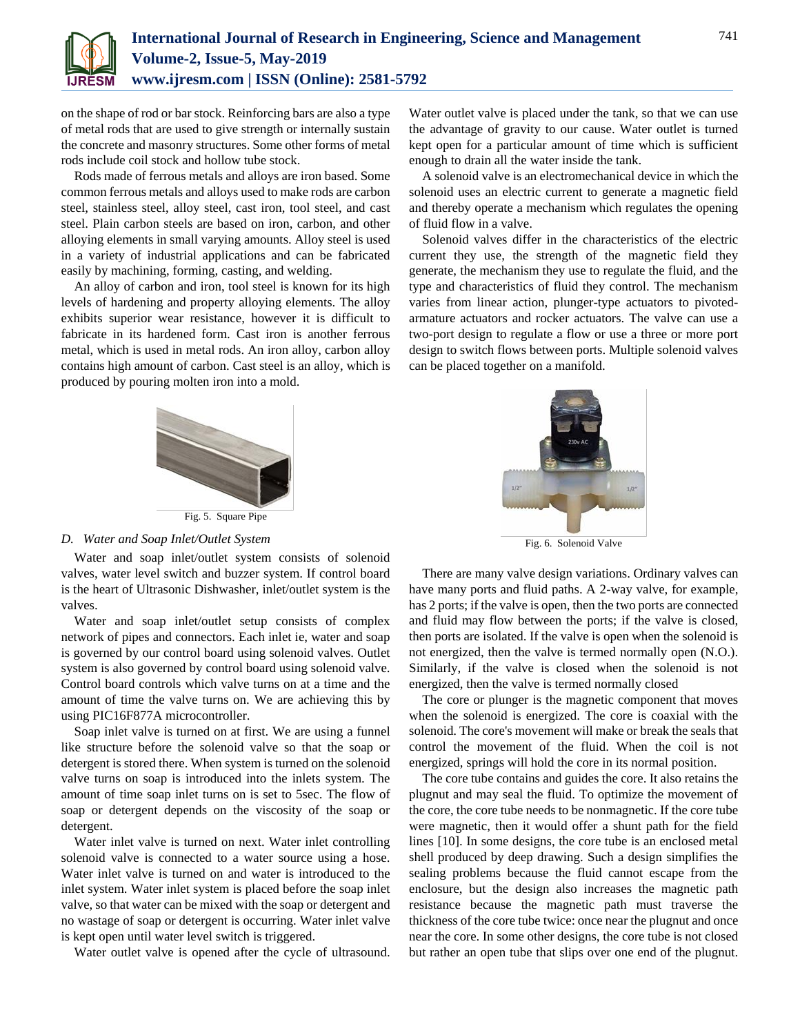on the shape of rod or bar stock. Reinforcing bars are also a type of metal rods that are used to give strength or internally sustain the concrete and masonry structures. Some other forms of metal rods include coil stock and hollow tube stock.

Rods made of ferrous metals and alloys are iron based. Some common ferrous metals and alloys used to make rods are carbon steel, stainless steel, alloy steel, cast iron, tool steel, and cast steel. Plain carbon steels are based on iron, carbon, and other alloying elements in small varying amounts. Alloy steel is used in a variety of industrial applications and can be fabricated easily by machining, forming, casting, and welding.

An alloy of carbon and iron, tool steel is known for its high levels of hardening and property alloying elements. The alloy exhibits superior wear resistance, however it is difficult to fabricate in its hardened form. Cast iron is another ferrous metal, which is used in metal rods. An iron alloy, carbon alloy contains high amount of carbon. Cast steel is an alloy, which is produced by pouring molten iron into a mold.

Fig. 5. Square Pipe

### D. Water and Soap Inlet/Outlet System

Water and soap inlet/outlet system consists of solenoid valves, water level switch and buzzer system. If control board is the heart of Ultrasonic Dishwasher, inlet/outlet system is the valves.

Water and soap inlet/outlet setup consists of complex network of pipes and connectors. Each inlet ie, water and soap is governed by our control board using solenoid valves. Outlet system is also governed by control board using solenoid valve. Control board controls which valve turns on at a time and the amount of time the valve turns on. We are achieving this by using PIC16F877A microcontroller.

Soap inlet valve is turned on at first. We are using a funnel like structure before the solenoid valve so that the soap or detergent is stored there. When system is turned on the solenoid valve turns on soap is introduced into the inlets system. The amount of time soap inlet turns on is set to 5sec. The flow of soap or detergent depends on the viscosity of the soap or detergent.

Water inlet valve is turned on next. Water inlet controlling solenoid valve is connected to a water source using a hose. Water inlet valve is turned on and water is introduced to the inlet system. Water inlet system is placed before the soap inlet valve, so that water can be mixed with the soap or detergent and no wastage of soap or detergent is occurring. Water inlet valve is kept open until water level switch is triggered.

Water outlet valve is opened after the cycle of ultrasound. Water outlet valve is placed under the tank, so that we can use the advantage of gravity to our cause. Water outlet is turned kept open for a particular amount of time which is sufficient enough to drain all the water inside the tank.

A solenoid valve is an electromechanical device in which the solenoid uses an electric current to generate a magnetic field and thereby operate a mechanism which regulates the opening of fluid flow in a valve.

Solenoid valves differ in the characteristics of the electric current they use, the strength of the magnetic field they generate, the mechanism they use to regulate the fluid, and the type and characteristics of fluid they control. The mechanism varies from linear action, plunger-type actuators to pivoted-armature actuators and rocker actuators. The valve can use a two-port design to regulate a flow or use a three or more port design to switch flows between ports. Multiple solenoid valves can be placed together on a manifold.

Fig. 6. Solenoid Valve

There are many valve design variations. Ordinary valves can have many ports and fluid paths. A 2-way valve, for example, has 2 ports; if the valve is open, then the two ports are connected and fluid may flow between the ports; if the valve is closed, then ports are isolated. If the valve is open when the solenoid is not energized, then the valve is termed normally open (N.O.). Similarly, if the valve is closed when the solenoid is not energized, then the valve is termed normally closed

The core or plunger is the magnetic component that moves when the solenoid is energized. The core is coaxial with the solenoid. The core's movement will make or break the seals that control the movement of the fluid. When the coil is not energized, springs will hold the core in its normal position.

The core tube contains and guides the core. It also retains the plugnut and may seal the fluid. To optimize the movement of the core, the core tube needs to be nonmagnetic. If the core tube were magnetic, then it would offer a shunt path for the field lines [10]. In some designs, the core tube is an enclosed metal shell produced by deep drawing. Such a design simplifies the sealing problems because the fluid cannot escape from the enclosure, but the design also increases the magnetic path resistance because the magnetic path must traverse the thickness of the core tube twice: once near the plugnut and once near the core. In some other designs, the core tube is not closed but rather an open tube that slips over one end of the plugnut.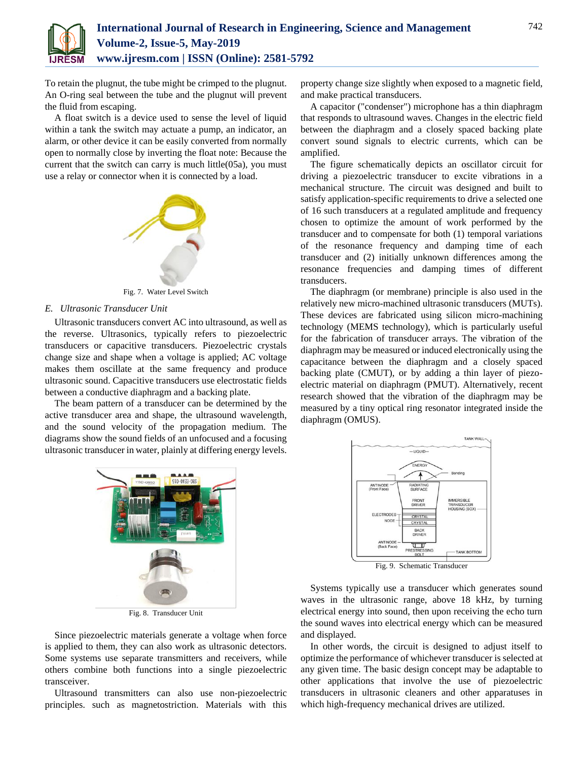To retain the plugnut, the tube might be crimped to the plugnut. An O-ring seal between the tube and the plugnut will prevent the fluid from escaping.

A float switch is a device used to sense the level of liquid within a tank the switch may actuate a pump, an indicator, an alarm, or other device it can be easily converted from normally open to normally close by inverting the float note: Because the current that the switch can carry is much little(05a), you must use a relay or connector when it is connected by a load.

Fig. 7. Water Level Switch

### *E. Ultrasonic Transducer Unit*

Ultrasonic transducers convert AC into ultrasound, as well as the reverse. Ultrasonics, typically refers to piezoelectric transducers or capacitive transducers. Piezoelectric crystals change size and shape when a voltage is applied; AC voltage makes them oscillate at the same frequency and produce ultrasonic sound. Capacitive transducers use electrostatic fields between a conductive diaphragm and a backing plate.

The beam pattern of a transducer can be determined by the active transducer area and shape, the ultrasound wavelength, and the sound velocity of the propagation medium. The diagrams show the sound fields of an unfocused and a focusing ultrasonic transducer in water, plainly at differing energy levels.

Fig. 8. Transducer Unit

Since piezoelectric materials generate a voltage when force is applied to them, they can also work as ultrasonic detectors. Some systems use separate transmitters and receivers, while others combine both functions into a single piezoelectric transceiver.

Ultrasound transmitters can also use non-piezoelectric principles. such as magnetostriction. Materials with this property change size slightly when exposed to a magnetic field, and make practical transducers.

A capacitor ("condenser") microphone has a thin diaphragm that responds to ultrasound waves. Changes in the electric field between the diaphragm and a closely spaced backing plate convert sound signals to electric currents, which can be amplified.

The figure schematically depicts an oscillator circuit for driving a piezoelectric transducer to excite vibrations in a mechanical structure. The circuit was designed and built to satisfy application-specific requirements to drive a selected one of 16 such transducers at a regulated amplitude and frequency chosen to optimize the amount of work performed by the transducer and to compensate for both (1) temporal variations of the resonance frequency and damping time of each transducer and (2) initially unknown differences among the resonance frequencies and damping times of different transducers.

The diaphragm (or membrane) principle is also used in the relatively new micro-machined ultrasonic transducers (MUTs). These devices are fabricated using silicon micro-machining technology (MEMS technology), which is particularly useful for the fabrication of transducer arrays. The vibration of the diaphragm may be measured or induced electronically using the capacitance between the diaphragm and a closely spaced backing plate (CMUT), or by adding a thin layer of piezo-electric material on diaphragm (PMUT). Alternatively, recent research showed that the vibration of the diaphragm may be measured by a tiny optical ring resonator integrated inside the diaphragm (OMUS).

Fig. 9. Schematic Transducer

Systems typically use a transducer which generates sound waves in the ultrasonic range, above 18 kHz, by turning electrical energy into sound, then upon receiving the echo turn the sound waves into electrical energy which can be measured and displayed.

In other words, the circuit is designed to adjust itself to optimize the performance of whichever transducer is selected at any given time. The basic design concept may be adaptable to other applications that involve the use of piezoelectric transducers in ultrasonic cleaners and other apparatuses in which high-frequency mechanical drives are utilized.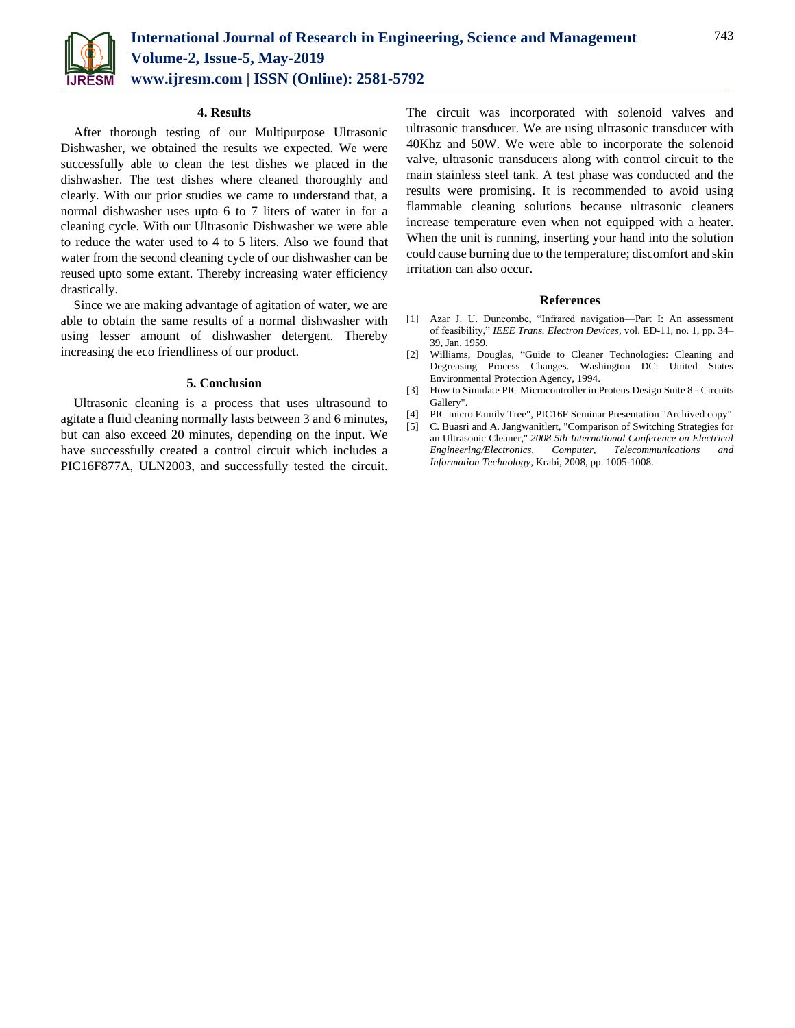## 4. Results

After thorough testing of our Multipurpose Ultrasonic Dishwasher, we obtained the results we expected. We were successfully able to clean the test dishes we placed in the dishwasher. The test dishes where cleaned thoroughly and clearly. With our prior studies we came to understand that, a normal dishwasher uses upto 6 to 7 liters of water in for a cleaning cycle. With our Ultrasonic Dishwasher we were able to reduce the water used to 4 to 5 liters. Also we found that water from the second cleaning cycle of our dishwasher can be reused upto some extant. Thereby increasing water efficiency drastically.

Since we are making advantage of agitation of water, we are able to obtain the same results of a normal dishwasher with using lesser amount of dishwasher detergent. Thereby increasing the eco friendliness of our product.

## 5. Conclusion

Ultrasonic cleaning is a process that uses ultrasound to agitate a fluid cleaning normally lasts between 3 and 6 minutes, but can also exceed 20 minutes, depending on the input. We have successfully created a control circuit which includes a PIC16F877A, ULN2003, and successfully tested the circuit. The circuit was incorporated with solenoid valves and ultrasonic transducer. We are using ultrasonic transducer with 40Khz and 50W. We were able to incorporate the solenoid valve, ultrasonic transducers along with control circuit to the main stainless steel tank. A test phase was conducted and the results were promising. It is recommended to avoid using flammable cleaning solutions because ultrasonic cleaners increase temperature even when not equipped with a heater. When the unit is running, inserting your hand into the solution could cause burning due to the temperature; discomfort and skin irritation can also occur.

## References

[1] Azar J. U. Duncombe, "Infrared navigation—Part I: An assessment of feasibility," *IEEE Trans. Electron Devices*, vol. ED-11, no. 1, pp. 34–39, Jan. 1959.

[2] Williams, Douglas, "Guide to Cleaner Technologies: Cleaning and Degreasing Process Changes. Washington DC: United States Environmental Protection Agency, 1994.

[3] How to Simulate PIC Microcontroller in Proteus Design Suite 8 - Circuits Gallery".

[4] PIC micro Family Tree", PIC16F Seminar Presentation "Archived copy"

[5] C. Buasri and A. Jangwanitlert, "Comparison of Switching Strategies for an Ultrasonic Cleaner," *2008 5th International Conference on Electrical Engineering/Electronics, Computer, Telecommunications and Information Technology*, Krabi, 2008, pp. 1005-1008.